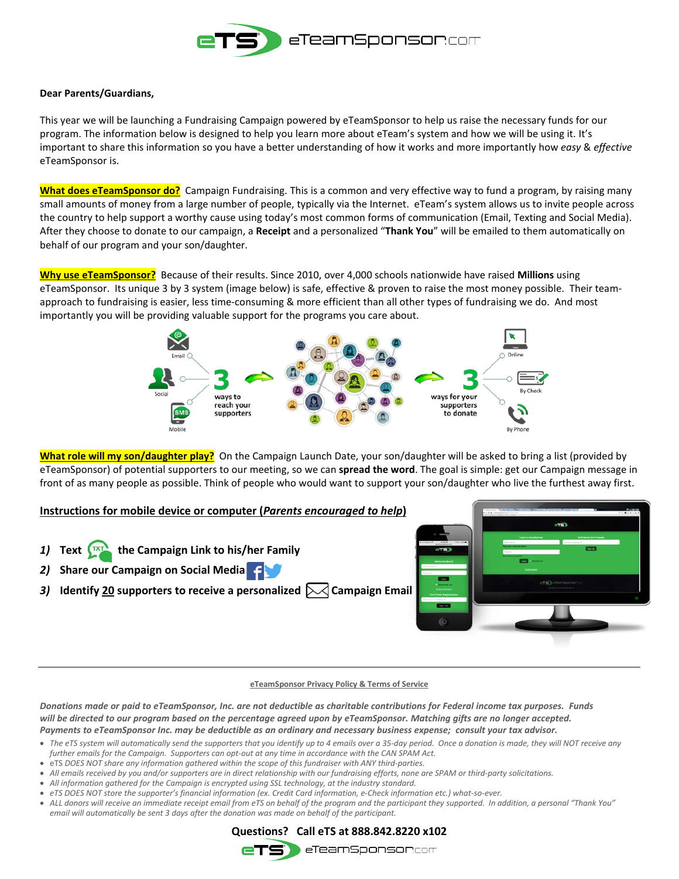Dear Parents/Guardians,

This year we will be launching a Fundraising Campaign powered by eTeamSponsor to help us raise the necessary funds for our program. The information below is designed to help you learn more about eTeam's system and how we will be using it. It's important to share this information so you have a better understanding of how it works and more importantly how *easy* & *effective* eTeamSponsor is.

**What does eTeamSponsor do?** Campaign Fundraising. This is a common and very effective way to fund a program, by raising many small amounts of money from a large number of people, typically via the Internet. eTeam's system allows us to invite people across the country to help support a worthy cause using today's most common forms of communication (Email, Texting and Social Media). After they choose to donate to our campaign, a **Receipt** and a personalized "**Thank You**" will be emailed to them automatically on behalf of our program and your son/daughter.

**Why use eTeamSponsor?** Because of their results. Since 2010, over 4,000 schools nationwide have raised **Millions** using eTeamSponsor. Its unique 3 by 3 system (image below) is safe, effective & proven to raise the most money possible. Their team-approach to fundraising is easier, less time-consuming & more efficient than all other types of fundraising we do. And most importantly you will be providing valuable support for the programs you care about.

Email, Social, Mobile — **3** ways to reach your supporters → **3** ways for your supporters to donate — Online, By Check, By Phone

**What role will my son/daughter play?** On the Campaign Launch Date, your son/daughter will be asked to bring a list (provided by eTeamSponsor) of potential supporters to our meeting, so we can **spread the word**. The goal is simple: get our Campaign message in front of as many people as possible. Think of people who would want to support your son/daughter who live the furthest away first.

**Instructions for mobile device or computer (*Parents encouraged to help*)**

1) **Text the Campaign Link to his/her Family**
2) **Share our Campaign on Social Media**
3) **Identify 20 supporters to receive a personalized Campaign Email**

---

eTeamSponsor Privacy Policy & Terms of Service

***Donations made or paid to eTeamSponsor, Inc. are not deductible as charitable contributions for Federal income tax purposes. Funds will be directed to our program based on the percentage agreed upon by eTeamSponsor. Matching gifts are no longer accepted. Payments to eTeamSponsor Inc. may be deductible as an ordinary and necessary business expense; consult your tax advisor.***

- *The eTS system will automatically send the supporters that you identify up to 4 emails over a 35-day period. Once a donation is made, they will NOT receive any further emails for the Campaign. Supporters can opt-out at any time in accordance with the CAN SPAM Act.*
- *eTS DOES NOT share any information gathered within the scope of this fundraiser with ANY third-parties.*
- *All emails received by you and/or supporters are in direct relationship with our fundraising efforts, none are SPAM or third-party solicitations.*
- *All information gathered for the Campaign is encrypted using SSL technology, at the industry standard.*
- *eTS DOES NOT store the supporter's financial information (ex. Credit Card information, e-Check information etc.) what-so-ever.*
- *ALL donors will receive an immediate receipt email from eTS on behalf of the program and the participant they supported. In addition, a personal "Thank You" email will automatically be sent 3 days after the donation was made on behalf of the participant.*

**Questions? Call eTS at 888.842.8220 x102**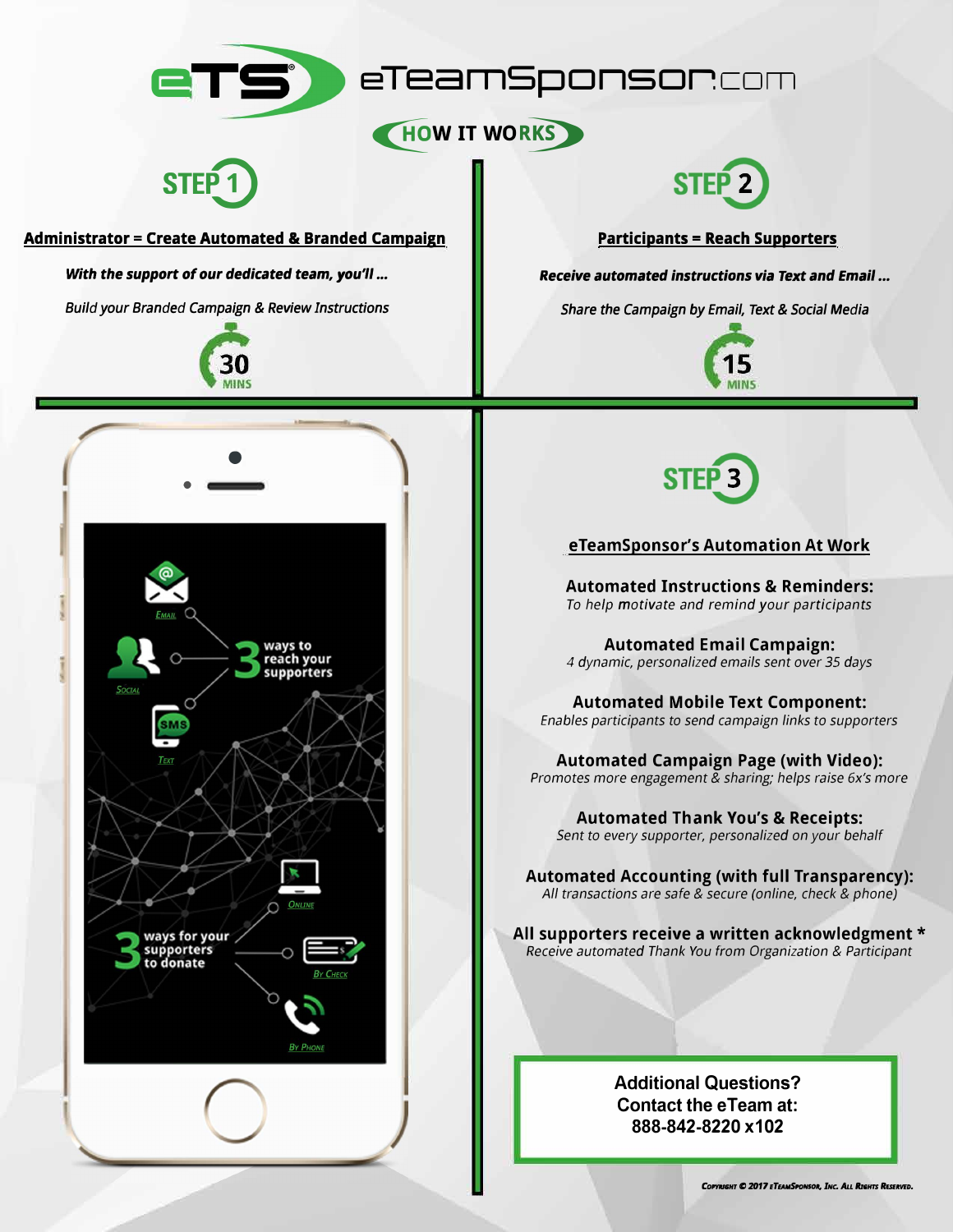# eTS eTeamSponsor.com

## HOW IT WORKS

## STEP 1

**Administrator = Create Automated & Branded Campaign**

***With the support of our dedicated team, you'll ...***

*Build your Branded Campaign & Review Instructions*

30 MINS

## STEP 2

**Participants = Reach Supporters**

***Receive automated instructions via Text and Email ...***

*Share the Campaign by Email, Text & Social Media*

15 MINS

EMAIL

SOCIAL

TEXT

3 ways to reach your supporters

ONLINE

BY CHECK

BY PHONE

3 ways for your supporters to donate

## STEP 3

**eTeamSponsor's Automation At Work**

**Automated Instructions & Reminders:**
*To help motivate and remind your participants*

**Automated Email Campaign:**
*4 dynamic, personalized emails sent over 35 days*

**Automated Mobile Text Component:**
*Enables participants to send campaign links to supporters*

**Automated Campaign Page (with Video):**
*Promotes more engagement & sharing; helps raise 6x's more*

**Automated Thank You's & Receipts:**
*Sent to every supporter, personalized on your behalf*

**Automated Accounting (with full Transparency):**
*All transactions are safe & secure (online, check & phone)*

**All supporters receive a written acknowledgment \***
*Receive automated Thank You from Organization & Participant*

**Additional Questions?**
**Contact the eTeam at:**
**888-842-8220 x102**

COPYRIGHT © 2017 ETEAMSPONSOR, INC. ALL RIGHTS RESERVED.